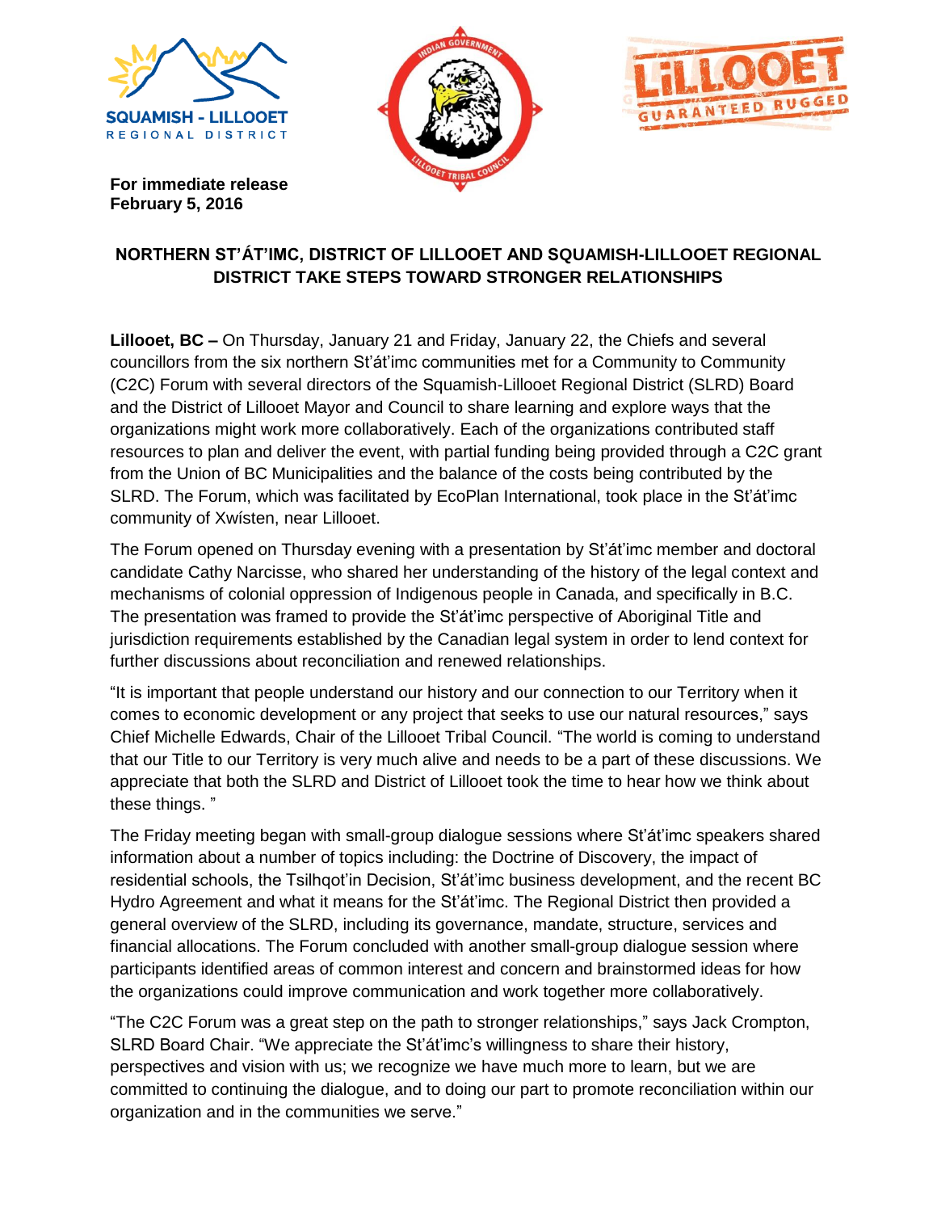**For immediate release**
**February 5, 2016**

## NORTHERN ST'ÁT'IMC, DISTRICT OF LILLOOET AND SQUAMISH-LILLOOET REGIONAL DISTRICT TAKE STEPS TOWARD STRONGER RELATIONSHIPS

**Lillooet, BC –** On Thursday, January 21 and Friday, January 22, the Chiefs and several councillors from the six northern St'át'imc communities met for a Community to Community (C2C) Forum with several directors of the Squamish-Lillooet Regional District (SLRD) Board and the District of Lillooet Mayor and Council to share learning and explore ways that the organizations might work more collaboratively. Each of the organizations contributed staff resources to plan and deliver the event, with partial funding being provided through a C2C grant from the Union of BC Municipalities and the balance of the costs being contributed by the SLRD. The Forum, which was facilitated by EcoPlan International, took place in the St'át'imc community of Xwísten, near Lillooet.

The Forum opened on Thursday evening with a presentation by St'át'imc member and doctoral candidate Cathy Narcisse, who shared her understanding of the history of the legal context and mechanisms of colonial oppression of Indigenous people in Canada, and specifically in B.C. The presentation was framed to provide the St'át'imc perspective of Aboriginal Title and jurisdiction requirements established by the Canadian legal system in order to lend context for further discussions about reconciliation and renewed relationships.

"It is important that people understand our history and our connection to our Territory when it comes to economic development or any project that seeks to use our natural resources," says Chief Michelle Edwards, Chair of the Lillooet Tribal Council. "The world is coming to understand that our Title to our Territory is very much alive and needs to be a part of these discussions. We appreciate that both the SLRD and District of Lillooet took the time to hear how we think about these things. "

The Friday meeting began with small-group dialogue sessions where St'át'imc speakers shared information about a number of topics including: the Doctrine of Discovery, the impact of residential schools, the Tsilhqot'in Decision, St'át'imc business development, and the recent BC Hydro Agreement and what it means for the St'át'imc. The Regional District then provided a general overview of the SLRD, including its governance, mandate, structure, services and financial allocations. The Forum concluded with another small-group dialogue session where participants identified areas of common interest and concern and brainstormed ideas for how the organizations could improve communication and work together more collaboratively.

"The C2C Forum was a great step on the path to stronger relationships," says Jack Crompton, SLRD Board Chair. "We appreciate the St'át'imc's willingness to share their history, perspectives and vision with us; we recognize we have much more to learn, but we are committed to continuing the dialogue, and to doing our part to promote reconciliation within our organization and in the communities we serve."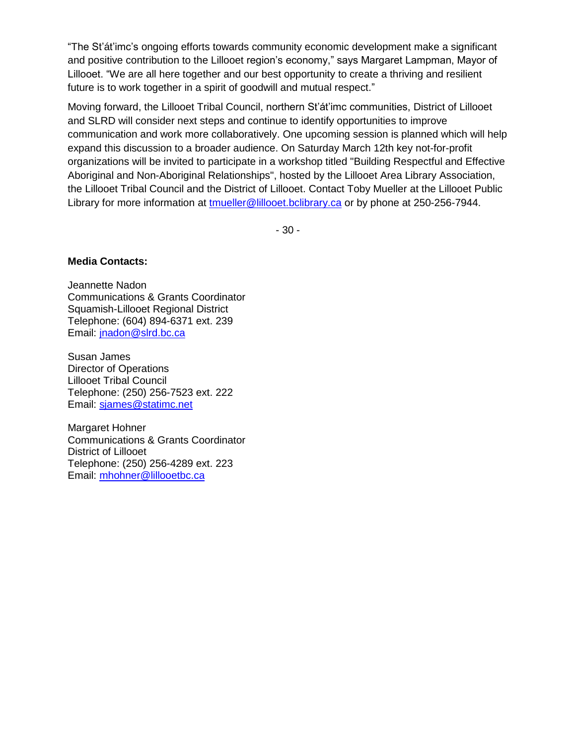"The St'át'imc's ongoing efforts towards community economic development make a significant and positive contribution to the Lillooet region's economy," says Margaret Lampman, Mayor of Lillooet. "We are all here together and our best opportunity to create a thriving and resilient future is to work together in a spirit of goodwill and mutual respect."

Moving forward, the Lillooet Tribal Council, northern St'át'imc communities, District of Lillooet and SLRD will consider next steps and continue to identify opportunities to improve communication and work more collaboratively. One upcoming session is planned which will help expand this discussion to a broader audience. On Saturday March 12th key not-for-profit organizations will be invited to participate in a workshop titled "Building Respectful and Effective Aboriginal and Non-Aboriginal Relationships", hosted by the Lillooet Area Library Association, the Lillooet Tribal Council and the District of Lillooet. Contact Toby Mueller at the Lillooet Public Library for more information at tmueller@lillooet.bclibrary.ca or by phone at 250-256-7944.

- 30 -

**Media Contacts:**

Jeannette Nadon
Communications & Grants Coordinator
Squamish-Lillooet Regional District
Telephone: (604) 894-6371 ext. 239
Email: jnadon@slrd.bc.ca

Susan James
Director of Operations
Lillooet Tribal Council
Telephone: (250) 256-7523 ext. 222
Email: sjames@statimc.net

Margaret Hohner
Communications & Grants Coordinator
District of Lillooet
Telephone: (250) 256-4289 ext. 223
Email: mhohner@lillooetbc.ca